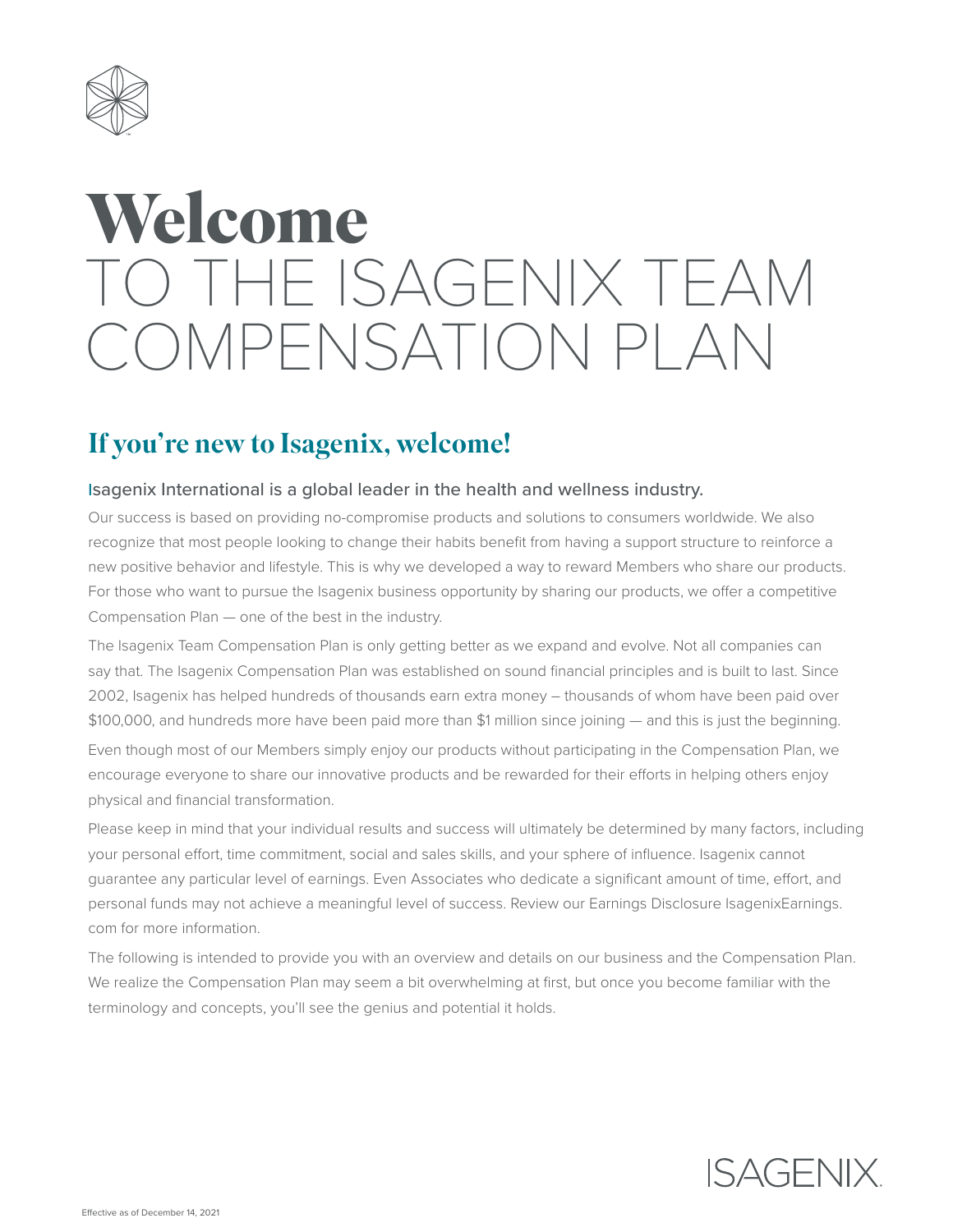# Welcome TO THE ISAGENIX TEAM COMPENSATION PLAN

## If you're new to Isagenix, welcome!

### Isagenix International is a global leader in the health and wellness industry.

Our success is based on providing no-compromise products and solutions to consumers worldwide. We also recognize that most people looking to change their habits benefit from having a support structure to reinforce a new positive behavior and lifestyle. This is why we developed a way to reward Members who share our products. For those who want to pursue the Isagenix business opportunity by sharing our products, we offer a competitive Compensation Plan — one of the best in the industry.

The Isagenix Team Compensation Plan is only getting better as we expand and evolve. Not all companies can say that. The Isagenix Compensation Plan was established on sound financial principles and is built to last. Since 2002, Isagenix has helped hundreds of thousands earn extra money – thousands of whom have been paid over $100,000, and hundreds more have been paid more than $1 million since joining — and this is just the beginning.

Even though most of our Members simply enjoy our products without participating in the Compensation Plan, we encourage everyone to share our innovative products and be rewarded for their efforts in helping others enjoy physical and financial transformation.

Please keep in mind that your individual results and success will ultimately be determined by many factors, including your personal effort, time commitment, social and sales skills, and your sphere of influence. Isagenix cannot guarantee any particular level of earnings. Even Associates who dedicate a significant amount of time, effort, and personal funds may not achieve a meaningful level of success. Review our Earnings Disclosure IsagenixEarnings.com for more information.

The following is intended to provide you with an overview and details on our business and the Compensation Plan. We realize the Compensation Plan may seem a bit overwhelming at first, but once you become familiar with the terminology and concepts, you'll see the genius and potential it holds.

ISAGENIX

Effective as of December 14, 2021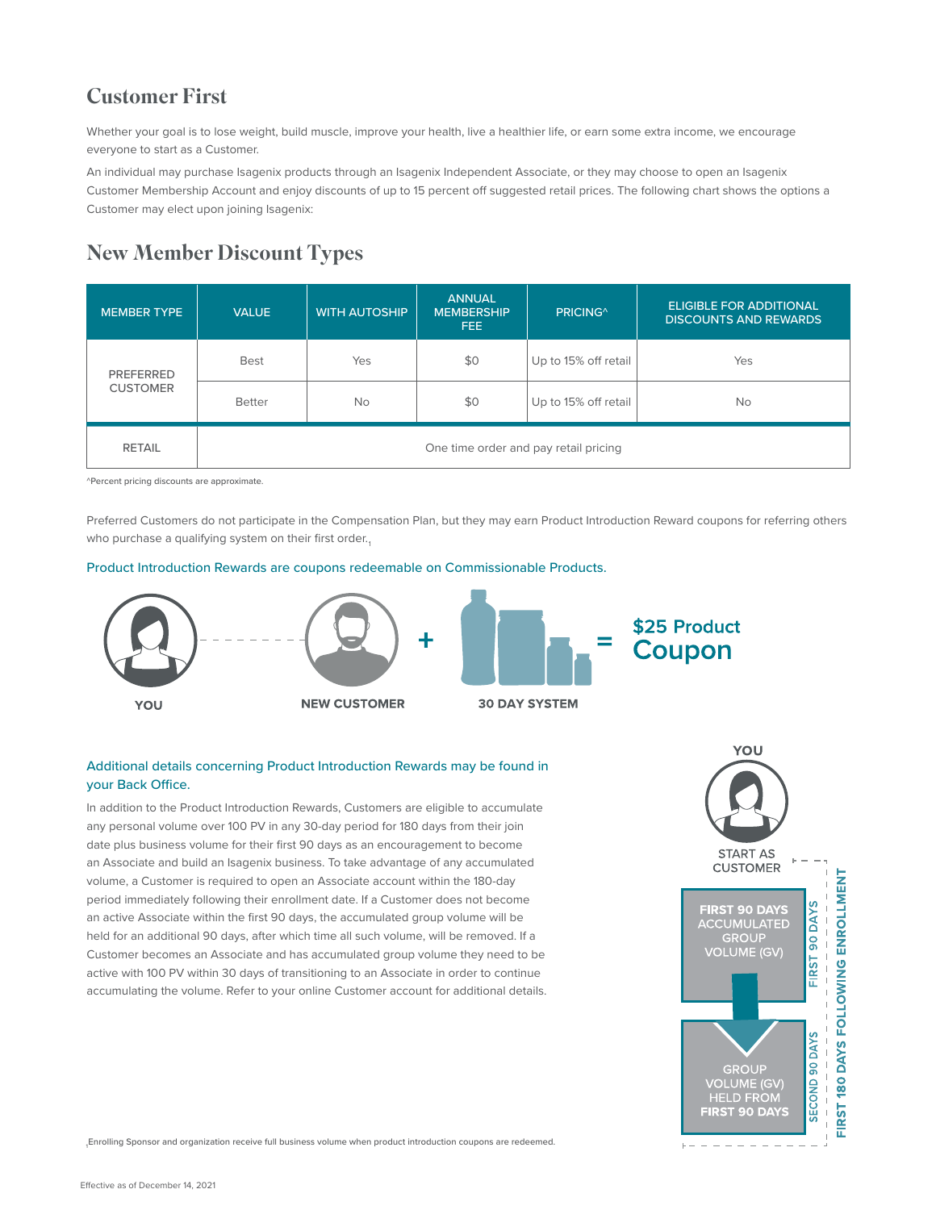## Customer First

Whether your goal is to lose weight, build muscle, improve your health, live a healthier life, or earn some extra income, we encourage everyone to start as a Customer.

An individual may purchase Isagenix products through an Isagenix Independent Associate, or they may choose to open an Isagenix Customer Membership Account and enjoy discounts of up to 15 percent off suggested retail prices. The following chart shows the options a Customer may elect upon joining Isagenix:

## New Member Discount Types

| MEMBER TYPE | VALUE | WITH AUTOSHIP | ANNUAL MEMBERSHIP FEE | PRICING^ | ELIGIBLE FOR ADDITIONAL DISCOUNTS AND REWARDS |
|---|---|---|---|---|---|
| PREFERRED CUSTOMER | Best | Yes | $0 | Up to 15% off retail | Yes |
| | Better | No | $0 | Up to 15% off retail | No |
| RETAIL | One time order and pay retail pricing | | | | |

^Percent pricing discounts are approximate.

Preferred Customers do not participate in the Compensation Plan, but they may earn Product Introduction Reward coupons for referring others who purchase a qualifying system on their first order.[1]

Product Introduction Rewards are coupons redeemable on Commissionable Products.

YOU - - - NEW CUSTOMER + 30 DAY SYSTEM = $25 Product Coupon

Additional details concerning Product Introduction Rewards may be found in your Back Office.

In addition to the Product Introduction Rewards, Customers are eligible to accumulate any personal volume over 100 PV in any 30-day period for 180 days from their join date plus business volume for their first 90 days as an encouragement to become an Associate and build an Isagenix business. To take advantage of any accumulated volume, a Customer is required to open an Associate account within the 180-day period immediately following their enrollment date. If a Customer does not become an active Associate within the first 90 days, the accumulated group volume will be held for an additional 90 days, after which time all such volume, will be removed. If a Customer becomes an Associate and has accumulated group volume they need to be active with 100 PV within 30 days of transitioning to an Associate in order to continue accumulating the volume. Refer to your online Customer account for additional details.

YOU

START AS CUSTOMER

FIRST 90 DAYS ACCUMULATED GROUP VOLUME (GV) — FIRST 90 DAYS

GROUP VOLUME (GV) HELD FROM FIRST 90 DAYS — SECOND 90 DAYS

FIRST 180 DAYS FOLLOWING ENROLLMENT

[1] Enrolling Sponsor and organization receive full business volume when product introduction coupons are redeemed.

Effective as of December 14, 2021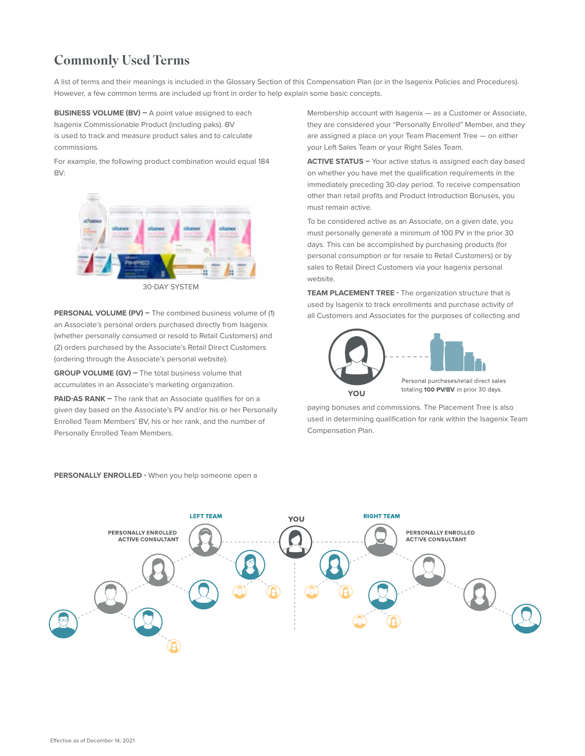# Commonly Used Terms

A list of terms and their meanings is included in the Glossary Section of this Compensation Plan (or in the Isagenix Policies and Procedures). However, a few common terms are included up front in order to help explain some basic concepts.

**BUSINESS VOLUME (BV) –** A point value assigned to each Isagenix Commissionable Product (including paks). BV is used to track and measure product sales and to calculate commissions.

For example, the following product combination would equal 184 BV:

30-DAY SYSTEM

**PERSONAL VOLUME (PV) –** The combined business volume of (1) an Associate's personal orders purchased directly from Isagenix (whether personally consumed or resold to Retail Customers) and (2) orders purchased by the Associate's Retail Direct Customers (ordering through the Associate's personal website).

**GROUP VOLUME (GV) –** The total business volume that accumulates in an Associate's marketing organization.

**PAID-AS RANK –** The rank that an Associate qualifies for on a given day based on the Associate's PV and/or his or her Personally Enrolled Team Members' BV, his or her rank, and the number of Personally Enrolled Team Members.

**PERSONALLY ENROLLED -** When you help someone open a Membership account with Isagenix — as a Customer or Associate, they are considered your "Personally Enrolled" Member, and they are assigned a place on your Team Placement Tree — on either your Left Sales Team or your Right Sales Team.

**ACTIVE STATUS –** Your active status is assigned each day based on whether you have met the qualification requirements in the immediately preceding 30-day period. To receive compensation other than retail profits and Product Introduction Bonuses, you must remain active.

To be considered active as an Associate, on a given date, you must personally generate a minimum of 100 PV in the prior 30 days. This can be accomplished by purchasing products (for personal consumption or for resale to Retail Customers) or by sales to Retail Direct Customers via your Isagenix personal website.

**TEAM PLACEMENT TREE -** The organization structure that is used by Isagenix to track enrollments and purchase activity of all Customers and Associates for the purposes of collecting and paying bonuses and commissions. The Placement Tree is also used in determining qualification for rank within the Isagenix Team Compensation Plan.

YOU

Personal purchases/retail direct sales totaling **100 PV/BV** in prior 30 days.

LEFT TEAM

YOU

RIGHT TEAM

PERSONALLY ENROLLED ACTIVE CONSULTANT

PERSONALLY ENROLLED ACTIVE CONSULTANT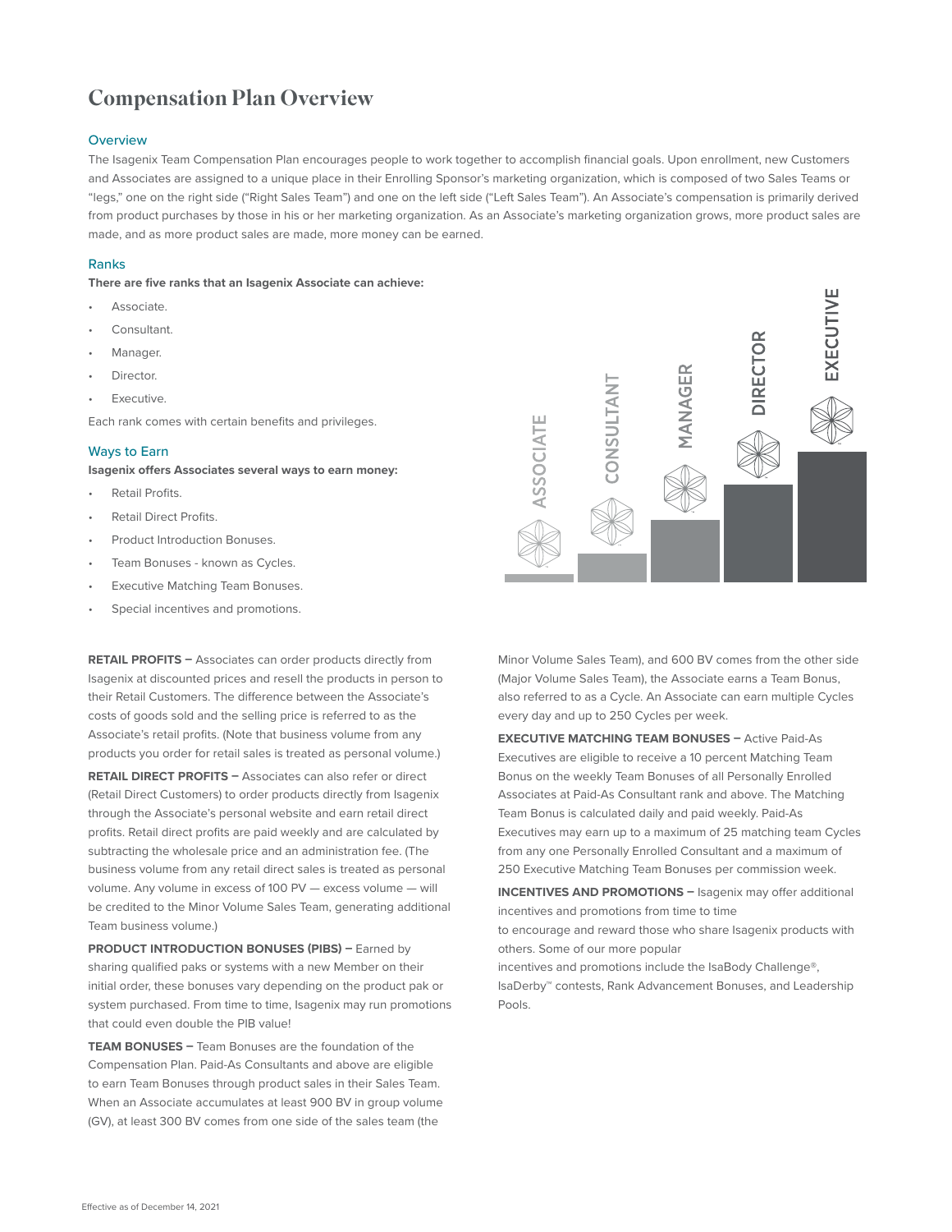# Compensation Plan Overview

## Overview

The Isagenix Team Compensation Plan encourages people to work together to accomplish financial goals. Upon enrollment, new Customers and Associates are assigned to a unique place in their Enrolling Sponsor's marketing organization, which is composed of two Sales Teams or "legs," one on the right side ("Right Sales Team") and one on the left side ("Left Sales Team"). An Associate's compensation is primarily derived from product purchases by those in his or her marketing organization. As an Associate's marketing organization grows, more product sales are made, and as more product sales are made, more money can be earned.

## Ranks

**There are five ranks that an Isagenix Associate can achieve:**

- Associate.
- Consultant.
- Manager.
- Director.
- Executive.

Each rank comes with certain benefits and privileges.

## Ways to Earn

**Isagenix offers Associates several ways to earn money:**

- Retail Profits.
- Retail Direct Profits.
- Product Introduction Bonuses.
- Team Bonuses - known as Cycles.
- Executive Matching Team Bonuses.
- Special incentives and promotions.

**RETAIL PROFITS –** Associates can order products directly from Isagenix at discounted prices and resell the products in person to their Retail Customers. The difference between the Associate's costs of goods sold and the selling price is referred to as the Associate's retail profits. (Note that business volume from any products you order for retail sales is treated as personal volume.)

**RETAIL DIRECT PROFITS –** Associates can also refer or direct (Retail Direct Customers) to order products directly from Isagenix through the Associate's personal website and earn retail direct profits. Retail direct profits are paid weekly and are calculated by subtracting the wholesale price and an administration fee. (The business volume from any retail direct sales is treated as personal volume. Any volume in excess of 100 PV — excess volume — will be credited to the Minor Volume Sales Team, generating additional Team business volume.)

**PRODUCT INTRODUCTION BONUSES (PIBS) –** Earned by sharing qualified paks or systems with a new Member on their initial order, these bonuses vary depending on the product pak or system purchased. From time to time, Isagenix may run promotions that could even double the PIB value!

**TEAM BONUSES –** Team Bonuses are the foundation of the Compensation Plan. Paid-As Consultants and above are eligible to earn Team Bonuses through product sales in their Sales Team. When an Associate accumulates at least 900 BV in group volume (GV), at least 300 BV comes from one side of the sales team (the Minor Volume Sales Team), and 600 BV comes from the other side (Major Volume Sales Team), the Associate earns a Team Bonus, also referred to as a Cycle. An Associate can earn multiple Cycles every day and up to 250 Cycles per week.

**EXECUTIVE MATCHING TEAM BONUSES –** Active Paid-As Executives are eligible to receive a 10 percent Matching Team Bonus on the weekly Team Bonuses of all Personally Enrolled Associates at Paid-As Consultant rank and above. The Matching Team Bonus is calculated daily and paid weekly. Paid-As Executives may earn up to a maximum of 25 matching team Cycles from any one Personally Enrolled Consultant and a maximum of 250 Executive Matching Team Bonuses per commission week.

**INCENTIVES AND PROMOTIONS –** Isagenix may offer additional incentives and promotions from time to time to encourage and reward those who share Isagenix products with others. Some of our more popular incentives and promotions include the IsaBody Challenge®, IsaDerby™ contests, Rank Advancement Bonuses, and Leadership Pools.

Effective as of December 14, 2021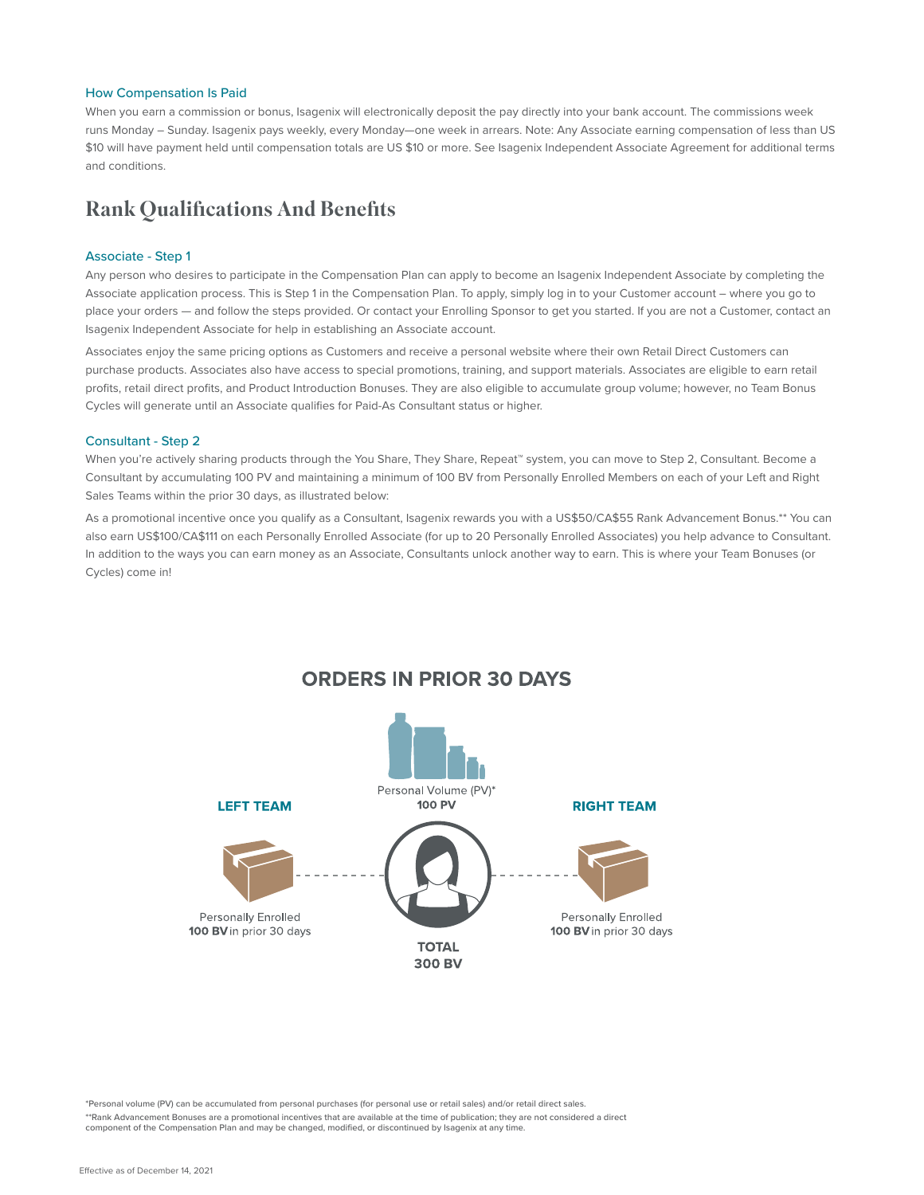### How Compensation Is Paid

When you earn a commission or bonus, Isagenix will electronically deposit the pay directly into your bank account. The commissions week runs Monday – Sunday. Isagenix pays weekly, every Monday—one week in arrears. Note: Any Associate earning compensation of less than US $10 will have payment held until compensation totals are US $10 or more. See Isagenix Independent Associate Agreement for additional terms and conditions.

## Rank Qualifications And Benefits

### Associate - Step 1

Any person who desires to participate in the Compensation Plan can apply to become an Isagenix Independent Associate by completing the Associate application process. This is Step 1 in the Compensation Plan. To apply, simply log in to your Customer account – where you go to place your orders — and follow the steps provided. Or contact your Enrolling Sponsor to get you started. If you are not a Customer, contact an Isagenix Independent Associate for help in establishing an Associate account.

Associates enjoy the same pricing options as Customers and receive a personal website where their own Retail Direct Customers can purchase products. Associates also have access to special promotions, training, and support materials. Associates are eligible to earn retail profits, retail direct profits, and Product Introduction Bonuses. They are also eligible to accumulate group volume; however, no Team Bonus Cycles will generate until an Associate qualifies for Paid-As Consultant status or higher.

### Consultant - Step 2

When you're actively sharing products through the You Share, They Share, Repeat™ system, you can move to Step 2, Consultant. Become a Consultant by accumulating 100 PV and maintaining a minimum of 100 BV from Personally Enrolled Members on each of your Left and Right Sales Teams within the prior 30 days, as illustrated below:

As a promotional incentive once you qualify as a Consultant, Isagenix rewards you with a US$50/CA$55 Rank Advancement Bonus.** You can also earn US$100/CA$111 on each Personally Enrolled Associate (for up to 20 Personally Enrolled Associates) you help advance to Consultant. In addition to the ways you can earn money as an Associate, Consultants unlock another way to earn. This is where your Team Bonuses (or Cycles) come in!

**ORDERS IN PRIOR 30 DAYS**

Personal Volume (PV)*
**100 PV**

**LEFT TEAM**
Personally Enrolled
**100 BV** in prior 30 days

**RIGHT TEAM**
Personally Enrolled
**100 BV** in prior 30 days

**TOTAL**
**300 BV**

*Personal volume (PV) can be accumulated from personal purchases (for personal use or retail sales) and/or retail direct sales.

**Rank Advancement Bonuses are a promotional incentives that are available at the time of publication; they are not considered a direct component of the Compensation Plan and may be changed, modified, or discontinued by Isagenix at any time.

Effective as of December 14, 2021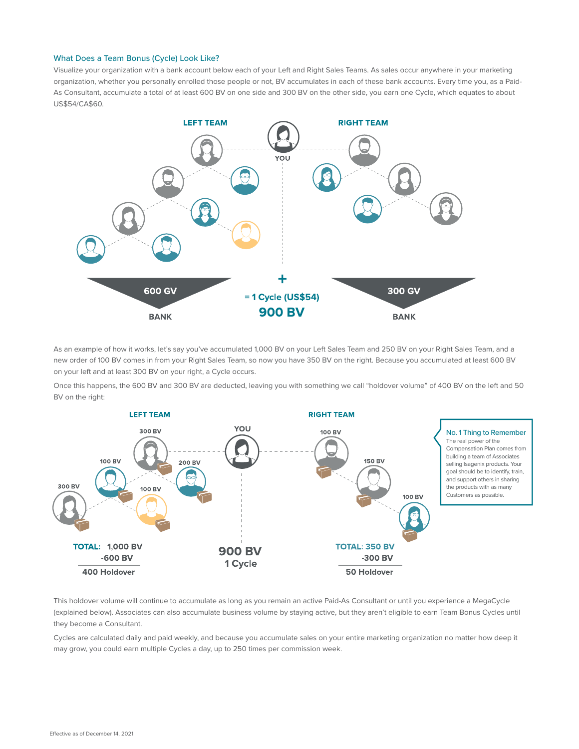### What Does a Team Bonus (Cycle) Look Like?

Visualize your organization with a bank account below each of your Left and Right Sales Teams. As sales occur anywhere in your marketing organization, whether you personally enrolled those people or not, BV accumulates in each of these bank accounts. Every time you, as a Paid-As Consultant, accumulate a total of at least 600 BV on one side and 300 BV on the other side, you earn one Cycle, which equates to about US$54/CA$60.

LEFT TEAM | YOU | RIGHT TEAM

600 GV BANK + 300 GV BANK = 1 Cycle (US$54) **900 BV**

As an example of how it works, let's say you've accumulated 1,000 BV on your Left Sales Team and 250 BV on your Right Sales Team, and a new order of 100 BV comes in from your Right Sales Team, so now you have 350 BV on the right. Because you accumulated at least 600 BV on your left and at least 300 BV on your right, a Cycle occurs.

Once this happens, the 600 BV and 300 BV are deducted, leaving you with something we call "holdover volume" of 400 BV on the left and 50 BV on the right:

LEFT TEAM: 300 BV, 100 BV, 200 BV, 300 BV, 100 BV

RIGHT TEAM: 100 BV, 150 BV, 100 BV

| LEFT TEAM | YOU | RIGHT TEAM |
| --- | --- | --- |
| TOTAL: 1,000 BV | 900 BV | TOTAL: 350 BV |
| -600 BV | 1 Cycle | -300 BV |
| 400 Holdover | | 50 Holdover |

> **No. 1 Thing to Remember**
> The real power of the Compensation Plan comes from building a team of Associates selling Isagenix products. Your goal should be to identify, train, and support others in sharing the products with as many Customers as possible.

This holdover volume will continue to accumulate as long as you remain an active Paid-As Consultant or until you experience a MegaCycle (explained below). Associates can also accumulate business volume by staying active, but they aren't eligible to earn Team Bonus Cycles until they become a Consultant.

Cycles are calculated daily and paid weekly, and because you accumulate sales on your entire marketing organization no matter how deep it may grow, you could earn multiple Cycles a day, up to 250 times per commission week.

Effective as of December 14, 2021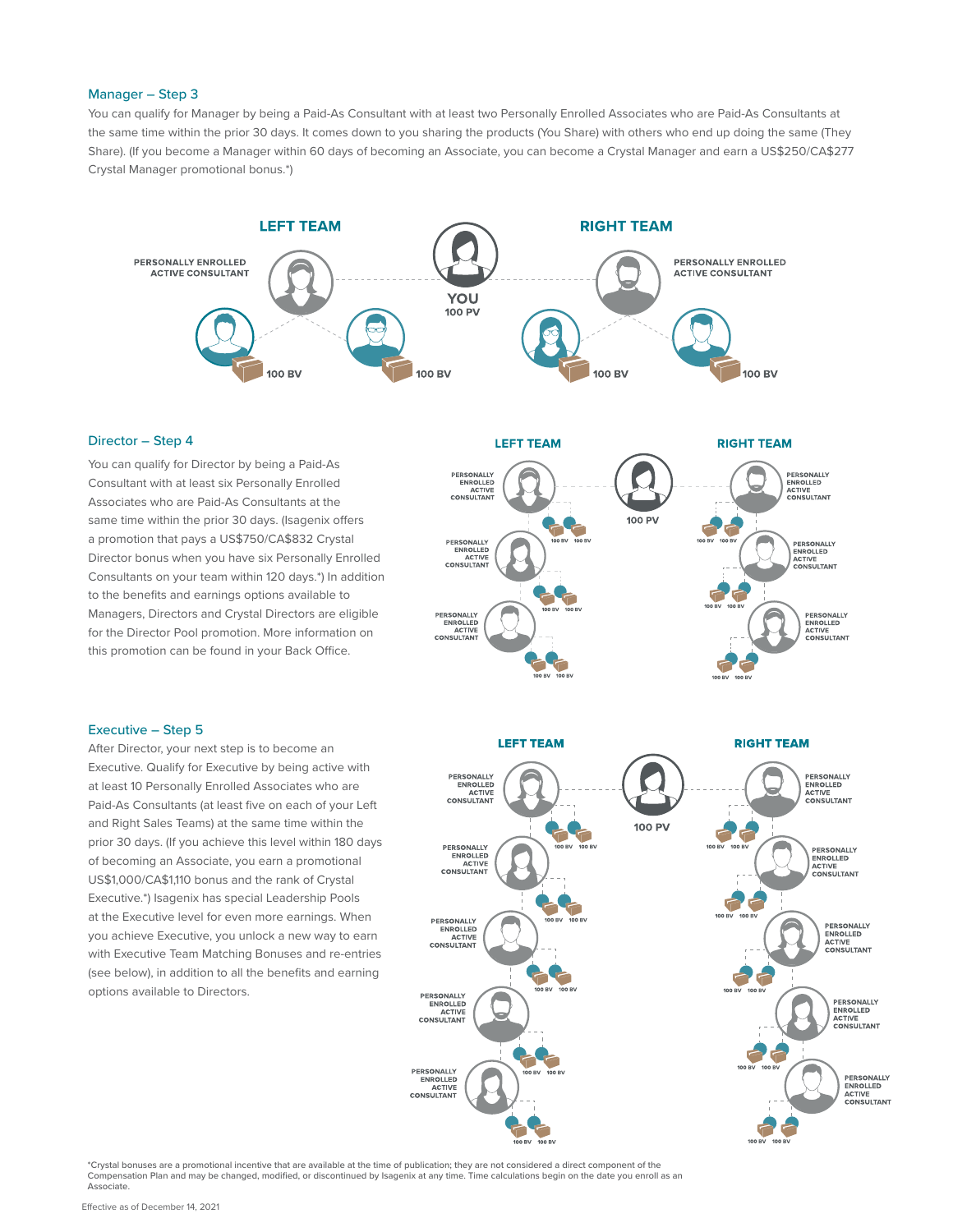### Manager – Step 3

You can qualify for Manager by being a Paid-As Consultant with at least two Personally Enrolled Associates who are Paid-As Consultants at the same time within the prior 30 days. It comes down to you sharing the products (You Share) with others who end up doing the same (They Share). (If you become a Manager within 60 days of becoming an Associate, you can become a Crystal Manager and earn a US$250/CA$277 Crystal Manager promotional bonus.*)

LEFT TEAM

PERSONALLY ENROLLED ACTIVE CONSULTANT

100 BV

100 BV

YOU
100 PV

RIGHT TEAM

PERSONALLY ENROLLED ACTIVE CONSULTANT

100 BV

100 BV

### Director – Step 4

You can qualify for Director by being a Paid-As Consultant with at least six Personally Enrolled Associates who are Paid-As Consultants at the same time within the prior 30 days. (Isagenix offers a promotion that pays a US$750/CA$832 Crystal Director bonus when you have six Personally Enrolled Consultants on your team within 120 days.*) In addition to the benefits and earnings options available to Managers, Directors and Crystal Directors are eligible for the Director Pool promotion. More information on this promotion can be found in your Back Office.

### Executive – Step 5

After Director, your next step is to become an Executive. Qualify for Executive by being active with at least 10 Personally Enrolled Associates who are Paid-As Consultants (at least five on each of your Left and Right Sales Teams) at the same time within the prior 30 days. (If you achieve this level within 180 days of becoming an Associate, you earn a promotional US$1,000/CA$1,110 bonus and the rank of Crystal Executive.*) Isagenix has special Leadership Pools at the Executive level for even more earnings. When you achieve Executive, you unlock a new way to earn with Executive Team Matching Bonuses and re-entries (see below), in addition to all the benefits and earning options available to Directors.

*Crystal bonuses are a promotional incentive that are available at the time of publication; they are not considered a direct component of the Compensation Plan and may be changed, modified, or discontinued by Isagenix at any time. Time calculations begin on the date you enroll as an Associate.

Effective as of December 14, 2021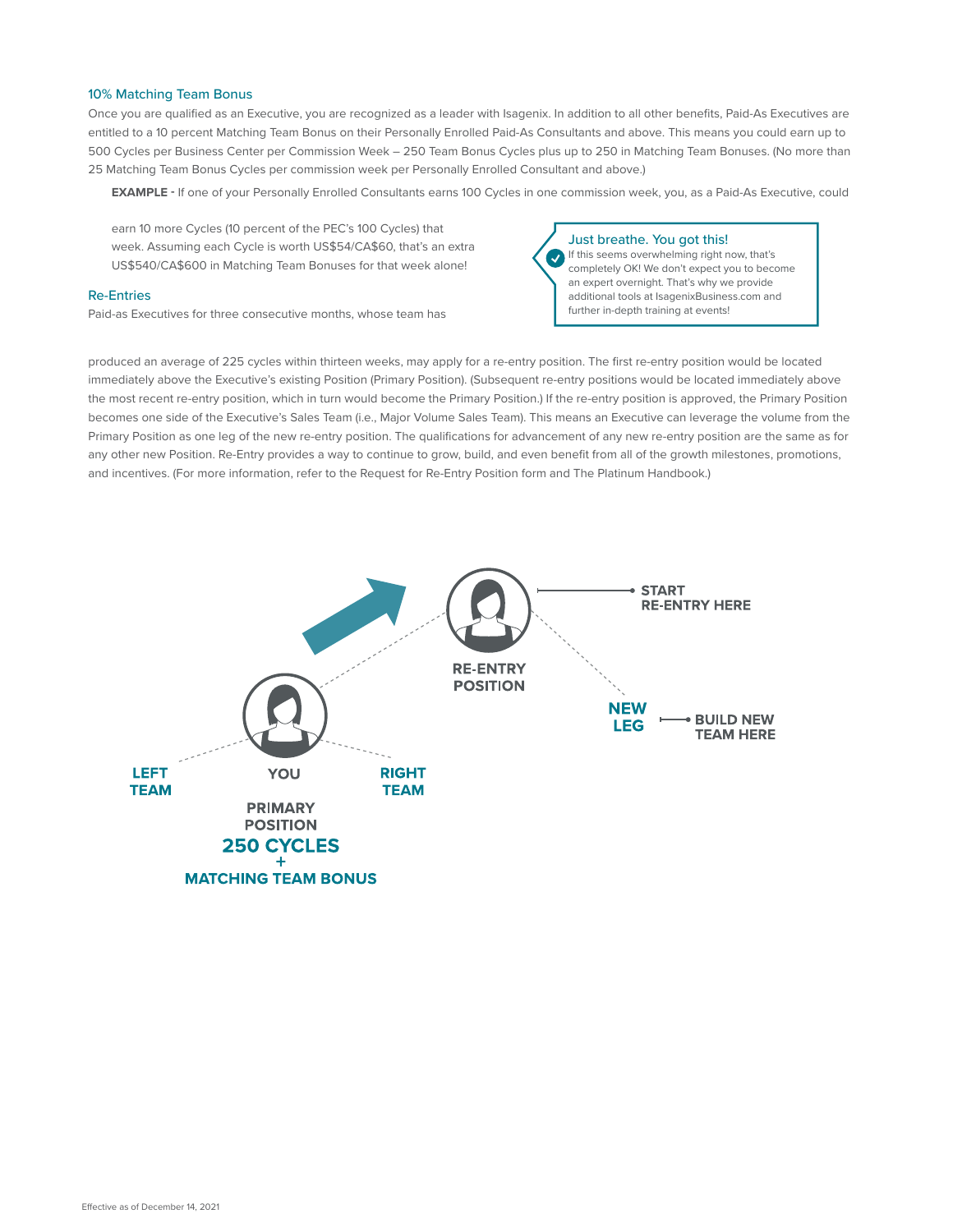### 10% Matching Team Bonus

Once you are qualified as an Executive, you are recognized as a leader with Isagenix. In addition to all other benefits, Paid-As Executives are entitled to a 10 percent Matching Team Bonus on their Personally Enrolled Paid-As Consultants and above. This means you could earn up to 500 Cycles per Business Center per Commission Week – 250 Team Bonus Cycles plus up to 250 in Matching Team Bonuses. (No more than 25 Matching Team Bonus Cycles per commission week per Personally Enrolled Consultant and above.)

**EXAMPLE -** If one of your Personally Enrolled Consultants earns 100 Cycles in one commission week, you, as a Paid-As Executive, could earn 10 more Cycles (10 percent of the PEC's 100 Cycles) that week. Assuming each Cycle is worth US$54/CA$60, that's an extra US$540/CA$600 in Matching Team Bonuses for that week alone!

> **Just breathe. You got this!**
> If this seems overwhelming right now, that's completely OK! We don't expect you to become an expert overnight. That's why we provide additional tools at IsagenixBusiness.com and further in-depth training at events!

### Re-Entries

Paid-as Executives for three consecutive months, whose team has produced an average of 225 cycles within thirteen weeks, may apply for a re-entry position. The first re-entry position would be located immediately above the Executive's existing Position (Primary Position). (Subsequent re-entry positions would be located immediately above the most recent re-entry position, which in turn would become the Primary Position.) If the re-entry position is approved, the Primary Position becomes one side of the Executive's Sales Team (i.e., Major Volume Sales Team). This means an Executive can leverage the volume from the Primary Position as one leg of the new re-entry position. The qualifications for advancement of any new re-entry position are the same as for any other new Position. Re-Entry provides a way to continue to grow, build, and even benefit from all of the growth milestones, promotions, and incentives. (For more information, refer to the Request for Re-Entry Position form and The Platinum Handbook.)

RE-ENTRY POSITION — START RE-ENTRY HERE

NEW LEG — BUILD NEW TEAM HERE

LEFT TEAM | YOU | RIGHT TEAM

PRIMARY POSITION
**250 CYCLES**
**+**
**MATCHING TEAM BONUS**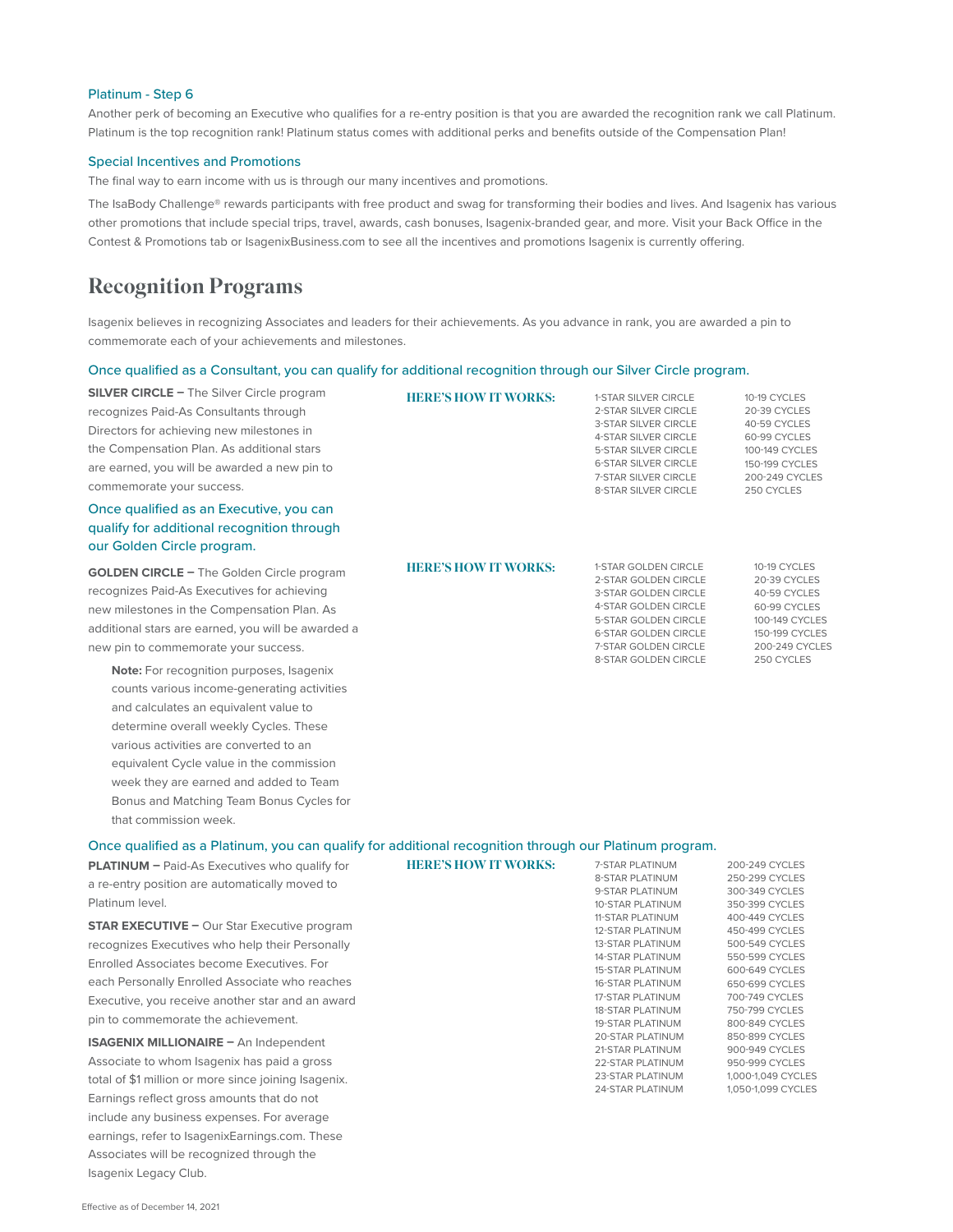### Platinum - Step 6

Another perk of becoming an Executive who qualifies for a re-entry position is that you are awarded the recognition rank we call Platinum. Platinum is the top recognition rank! Platinum status comes with additional perks and benefits outside of the Compensation Plan!

### Special Incentives and Promotions

The final way to earn income with us is through our many incentives and promotions.

The IsaBody Challenge® rewards participants with free product and swag for transforming their bodies and lives. And Isagenix has various other promotions that include special trips, travel, awards, cash bonuses, Isagenix-branded gear, and more. Visit your Back Office in the Contest & Promotions tab or IsagenixBusiness.com to see all the incentives and promotions Isagenix is currently offering.

## Recognition Programs

Isagenix believes in recognizing Associates and leaders for their achievements. As you advance in rank, you are awarded a pin to commemorate each of your achievements and milestones.

### Once qualified as a Consultant, you can qualify for additional recognition through our Silver Circle program.

**SILVER CIRCLE –** The Silver Circle program recognizes Paid-As Consultants through Directors for achieving new milestones in the Compensation Plan. As additional stars are earned, you will be awarded a new pin to commemorate your success.

**HERE'S HOW IT WORKS:**

| | |
|---|---|
| 1-STAR SILVER CIRCLE | 10-19 CYCLES |
| 2-STAR SILVER CIRCLE | 20-39 CYCLES |
| 3-STAR SILVER CIRCLE | 40-59 CYCLES |
| 4-STAR SILVER CIRCLE | 60-99 CYCLES |
| 5-STAR SILVER CIRCLE | 100-149 CYCLES |
| 6-STAR SILVER CIRCLE | 150-199 CYCLES |
| 7-STAR SILVER CIRCLE | 200-249 CYCLES |
| 8-STAR SILVER CIRCLE | 250 CYCLES |

### Once qualified as an Executive, you can qualify for additional recognition through our Golden Circle program.

**GOLDEN CIRCLE –** The Golden Circle program recognizes Paid-As Executives for achieving new milestones in the Compensation Plan. As additional stars are earned, you will be awarded a new pin to commemorate your success.

> **Note:** For recognition purposes, Isagenix counts various income-generating activities and calculates an equivalent value to determine overall weekly Cycles. These various activities are converted to an equivalent Cycle value in the commission week they are earned and added to Team Bonus and Matching Team Bonus Cycles for that commission week.

**HERE'S HOW IT WORKS:**

| | |
|---|---|
| 1-STAR GOLDEN CIRCLE | 10-19 CYCLES |
| 2-STAR GOLDEN CIRCLE | 20-39 CYCLES |
| 3-STAR GOLDEN CIRCLE | 40-59 CYCLES |
| 4-STAR GOLDEN CIRCLE | 60-99 CYCLES |
| 5-STAR GOLDEN CIRCLE | 100-149 CYCLES |
| 6-STAR GOLDEN CIRCLE | 150-199 CYCLES |
| 7-STAR GOLDEN CIRCLE | 200-249 CYCLES |
| 8-STAR GOLDEN CIRCLE | 250 CYCLES |

### Once qualified as a Platinum, you can qualify for additional recognition through our Platinum program.

**PLATINUM –** Paid-As Executives who qualify for a re-entry position are automatically moved to Platinum level.

**STAR EXECUTIVE –** Our Star Executive program recognizes Executives who help their Personally Enrolled Associates become Executives. For each Personally Enrolled Associate who reaches Executive, you receive another star and an award pin to commemorate the achievement.

**ISAGENIX MILLIONAIRE –** An Independent Associate to whom Isagenix has paid a gross total of $1 million or more since joining Isagenix. Earnings reflect gross amounts that do not include any business expenses. For average earnings, refer to IsagenixEarnings.com. These Associates will be recognized through the Isagenix Legacy Club.

**HERE'S HOW IT WORKS:**

| | |
|---|---|
| 7-STAR PLATINUM | 200-249 CYCLES |
| 8-STAR PLATINUM | 250-299 CYCLES |
| 9-STAR PLATINUM | 300-349 CYCLES |
| 10-STAR PLATINUM | 350-399 CYCLES |
| 11-STAR PLATINUM | 400-449 CYCLES |
| 12-STAR PLATINUM | 450-499 CYCLES |
| 13-STAR PLATINUM | 500-549 CYCLES |
| 14-STAR PLATINUM | 550-599 CYCLES |
| 15-STAR PLATINUM | 600-649 CYCLES |
| 16-STAR PLATINUM | 650-699 CYCLES |
| 17-STAR PLATINUM | 700-749 CYCLES |
| 18-STAR PLATINUM | 750-799 CYCLES |
| 19-STAR PLATINUM | 800-849 CYCLES |
| 20-STAR PLATINUM | 850-899 CYCLES |
| 21-STAR PLATINUM | 900-949 CYCLES |
| 22-STAR PLATINUM | 950-999 CYCLES |
| 23-STAR PLATINUM | 1,000-1,049 CYCLES |
| 24-STAR PLATINUM | 1,050-1,099 CYCLES |

Effective as of December 14, 2021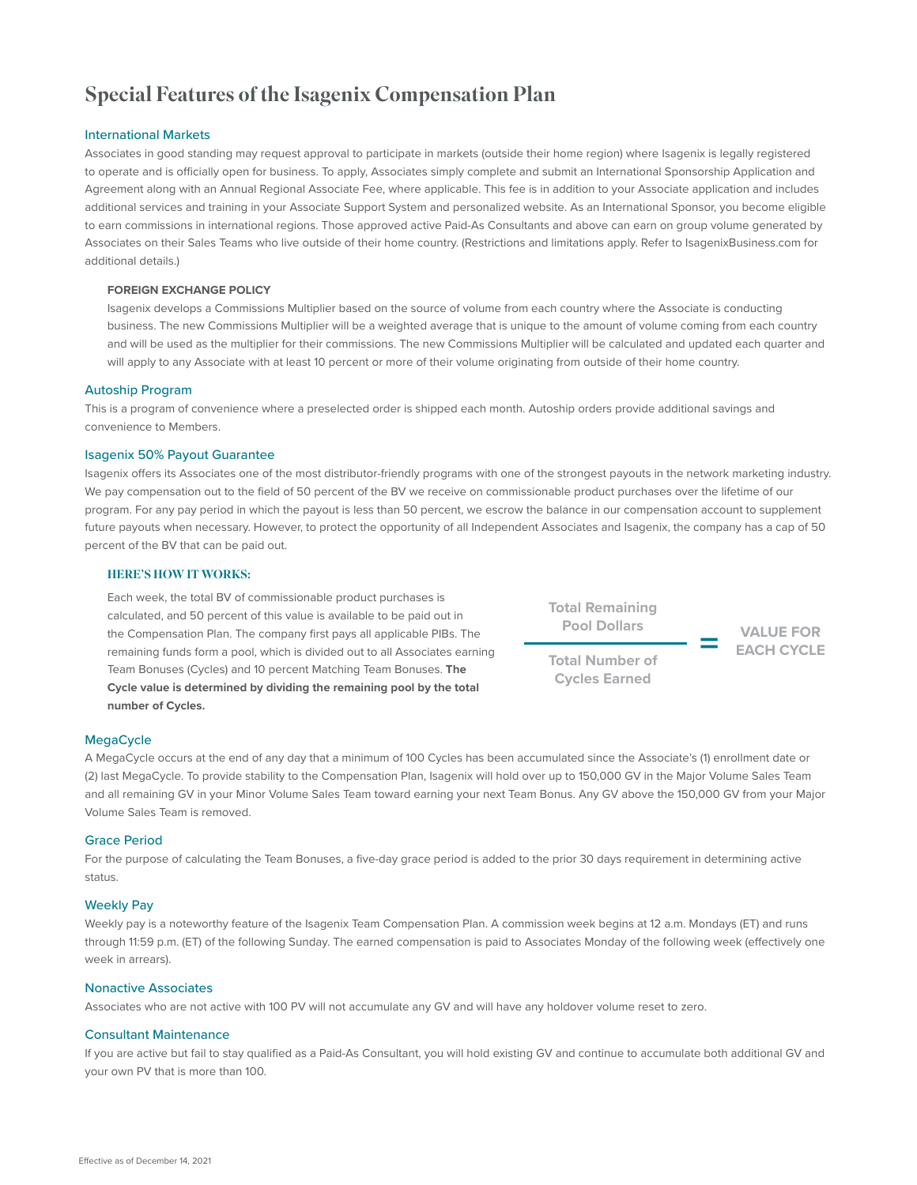# Special Features of the Isagenix Compensation Plan

## International Markets

Associates in good standing may request approval to participate in markets (outside their home region) where Isagenix is legally registered to operate and is officially open for business. To apply, Associates simply complete and submit an International Sponsorship Application and Agreement along with an Annual Regional Associate Fee, where applicable. This fee is in addition to your Associate application and includes additional services and training in your Associate Support System and personalized website. As an International Sponsor, you become eligible to earn commissions in international regions. Those approved active Paid-As Consultants and above can earn on group volume generated by Associates on their Sales Teams who live outside of their home country. (Restrictions and limitations apply. Refer to IsagenixBusiness.com for additional details.)

### FOREIGN EXCHANGE POLICY

Isagenix develops a Commissions Multiplier based on the source of volume from each country where the Associate is conducting business. The new Commissions Multiplier will be a weighted average that is unique to the amount of volume coming from each country and will be used as the multiplier for their commissions. The new Commissions Multiplier will be calculated and updated each quarter and will apply to any Associate with at least 10 percent or more of their volume originating from outside of their home country.

## Autoship Program

This is a program of convenience where a preselected order is shipped each month. Autoship orders provide additional savings and convenience to Members.

## Isagenix 50% Payout Guarantee

Isagenix offers its Associates one of the most distributor-friendly programs with one of the strongest payouts in the network marketing industry. We pay compensation out to the field of 50 percent of the BV we receive on commissionable product purchases over the lifetime of our program. For any pay period in which the payout is less than 50 percent, we escrow the balance in our compensation account to supplement future payouts when necessary. However, to protect the opportunity of all Independent Associates and Isagenix, the company has a cap of 50 percent of the BV that can be paid out.

### HERE'S HOW IT WORKS:

Each week, the total BV of commissionable product purchases is calculated, and 50 percent of this value is available to be paid out in the Compensation Plan. The company first pays all applicable PIBs. The remaining funds form a pool, which is divided out to all Associates earning Team Bonuses (Cycles) and 10 percent Matching Team Bonuses. **The Cycle value is determined by dividing the remaining pool by the total number of Cycles.**

$$\frac{\text{Total Remaining Pool Dollars}}{\text{Total Number of Cycles Earned}} = \text{VALUE FOR EACH CYCLE}$$

## MegaCycle

A MegaCycle occurs at the end of any day that a minimum of 100 Cycles has been accumulated since the Associate's (1) enrollment date or (2) last MegaCycle. To provide stability to the Compensation Plan, Isagenix will hold over up to 150,000 GV in the Major Volume Sales Team and all remaining GV in your Minor Volume Sales Team toward earning your next Team Bonus. Any GV above the 150,000 GV from your Major Volume Sales Team is removed.

## Grace Period

For the purpose of calculating the Team Bonuses, a five-day grace period is added to the prior 30 days requirement in determining active status.

## Weekly Pay

Weekly pay is a noteworthy feature of the Isagenix Team Compensation Plan. A commission week begins at 12 a.m. Mondays (ET) and runs through 11:59 p.m. (ET) of the following Sunday. The earned compensation is paid to Associates Monday of the following week (effectively one week in arrears).

## Nonactive Associates

Associates who are not active with 100 PV will not accumulate any GV and will have any holdover volume reset to zero.

## Consultant Maintenance

If you are active but fail to stay qualified as a Paid-As Consultant, you will hold existing GV and continue to accumulate both additional GV and your own PV that is more than 100.

Effective as of December 14, 2021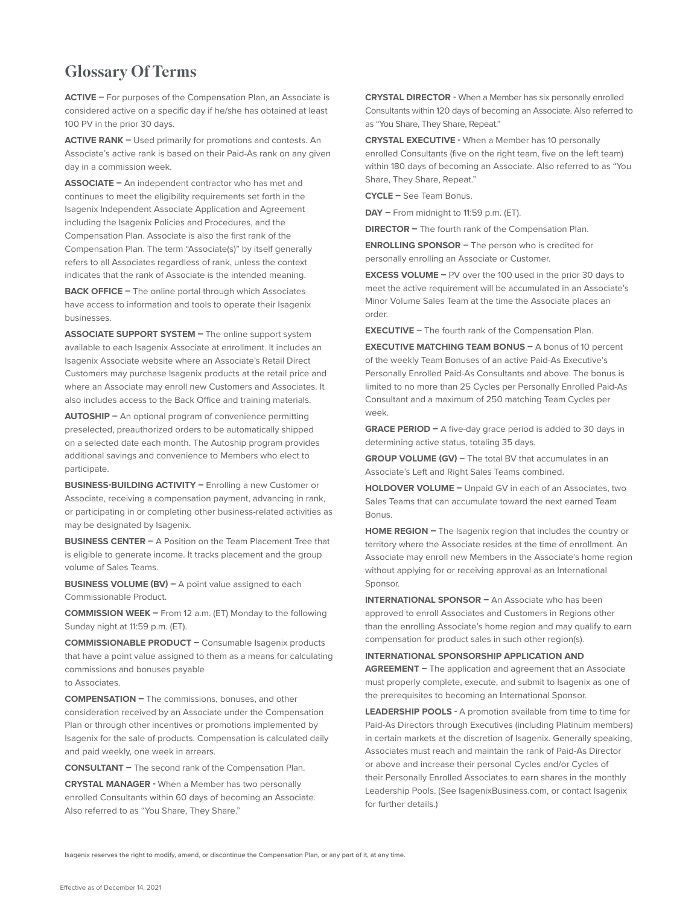# Glossary Of Terms

**ACTIVE –** For purposes of the Compensation Plan, an Associate is considered active on a specific day if he/she has obtained at least 100 PV in the prior 30 days.

**ACTIVE RANK –** Used primarily for promotions and contests. An Associate's active rank is based on their Paid-As rank on any given day in a commission week.

**ASSOCIATE –** An independent contractor who has met and continues to meet the eligibility requirements set forth in the Isagenix Independent Associate Application and Agreement including the Isagenix Policies and Procedures, and the Compensation Plan. Associate is also the first rank of the Compensation Plan. The term "Associate(s)" by itself generally refers to all Associates regardless of rank, unless the context indicates that the rank of Associate is the intended meaning.

**BACK OFFICE –** The online portal through which Associates have access to information and tools to operate their Isagenix businesses.

**ASSOCIATE SUPPORT SYSTEM –** The online support system available to each Isagenix Associate at enrollment. It includes an Isagenix Associate website where an Associate's Retail Direct Customers may purchase Isagenix products at the retail price and where an Associate may enroll new Customers and Associates. It also includes access to the Back Office and training materials.

**AUTOSHIP –** An optional program of convenience permitting preselected, preauthorized orders to be automatically shipped on a selected date each month. The Autoship program provides additional savings and convenience to Members who elect to participate.

**BUSINESS-BUILDING ACTIVITY –** Enrolling a new Customer or Associate, receiving a compensation payment, advancing in rank, or participating in or completing other business-related activities as may be designated by Isagenix.

**BUSINESS CENTER –** A Position on the Team Placement Tree that is eligible to generate income. It tracks placement and the group volume of Sales Teams.

**BUSINESS VOLUME (BV) –** A point value assigned to each Commissionable Product.

**COMMISSION WEEK –** From 12 a.m. (ET) Monday to the following Sunday night at 11:59 p.m. (ET).

**COMMISSIONABLE PRODUCT –** Consumable Isagenix products that have a point value assigned to them as a means for calculating commissions and bonuses payable to Associates.

**COMPENSATION –** The commissions, bonuses, and other consideration received by an Associate under the Compensation Plan or through other incentives or promotions implemented by Isagenix for the sale of products. Compensation is calculated daily and paid weekly, one week in arrears.

**CONSULTANT –** The second rank of the Compensation Plan.

**CRYSTAL MANAGER -** When a Member has two personally enrolled Consultants within 60 days of becoming an Associate. Also referred to as "You Share, They Share."

**CRYSTAL DIRECTOR -** When a Member has six personally enrolled Consultants within 120 days of becoming an Associate. Also referred to as "You Share, They Share, Repeat."

**CRYSTAL EXECUTIVE -** When a Member has 10 personally enrolled Consultants (five on the right team, five on the left team) within 180 days of becoming an Associate. Also referred to as "You Share, They Share, Repeat."

**CYCLE –** See Team Bonus.

**DAY –** From midnight to 11:59 p.m. (ET).

**DIRECTOR –** The fourth rank of the Compensation Plan.

**ENROLLING SPONSOR –** The person who is credited for personally enrolling an Associate or Customer.

**EXCESS VOLUME –** PV over the 100 used in the prior 30 days to meet the active requirement will be accumulated in an Associate's Minor Volume Sales Team at the time the Associate places an order.

**EXECUTIVE –** The fourth rank of the Compensation Plan.

**EXECUTIVE MATCHING TEAM BONUS –** A bonus of 10 percent of the weekly Team Bonuses of an active Paid-As Executive's Personally Enrolled Paid-As Consultants and above. The bonus is limited to no more than 25 Cycles per Personally Enrolled Paid-As Consultant and a maximum of 250 matching Team Cycles per week.

**GRACE PERIOD –** A five-day grace period is added to 30 days in determining active status, totaling 35 days.

**GROUP VOLUME (GV) –** The total BV that accumulates in an Associate's Left and Right Sales Teams combined.

**HOLDOVER VOLUME –** Unpaid GV in each of an Associates, two Sales Teams that can accumulate toward the next earned Team Bonus.

**HOME REGION –** The Isagenix region that includes the country or territory where the Associate resides at the time of enrollment. An Associate may enroll new Members in the Associate's home region without applying for or receiving approval as an International Sponsor.

**INTERNATIONAL SPONSOR –** An Associate who has been approved to enroll Associates and Customers in Regions other than the enrolling Associate's home region and may qualify to earn compensation for product sales in such other region(s).

**INTERNATIONAL SPONSORSHIP APPLICATION AND AGREEMENT –** The application and agreement that an Associate must properly complete, execute, and submit to Isagenix as one of the prerequisites to becoming an International Sponsor.

**LEADERSHIP POOLS -** A promotion available from time to time for Paid-As Directors through Executives (including Platinum members) in certain markets at the discretion of Isagenix. Generally speaking, Associates must reach and maintain the rank of Paid-As Director or above and increase their personal Cycles and/or Cycles of their Personally Enrolled Associates to earn shares in the monthly Leadership Pools. (See IsagenixBusiness.com, or contact Isagenix for further details.)

Isagenix reserves the right to modify, amend, or discontinue the Compensation Plan, or any part of it, at any time.

Effective as of December 14, 2021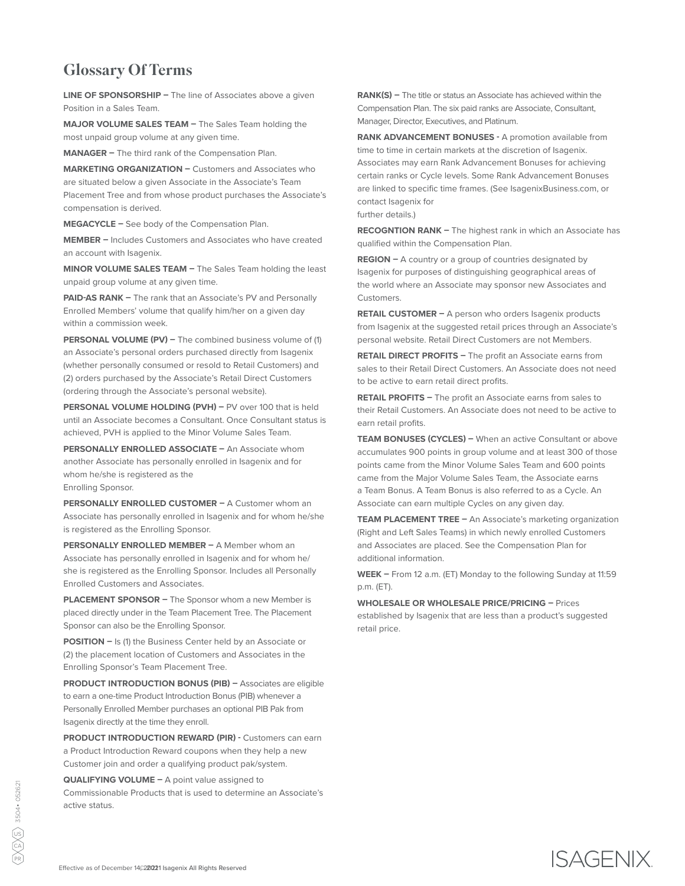## Glossary Of Terms

**LINE OF SPONSORSHIP –** The line of Associates above a given Position in a Sales Team.

**MAJOR VOLUME SALES TEAM –** The Sales Team holding the most unpaid group volume at any given time.

**MANAGER –** The third rank of the Compensation Plan.

**MARKETING ORGANIZATION –** Customers and Associates who are situated below a given Associate in the Associate's Team Placement Tree and from whose product purchases the Associate's compensation is derived.

**MEGACYCLE –** See body of the Compensation Plan.

**MEMBER –** Includes Customers and Associates who have created an account with Isagenix.

**MINOR VOLUME SALES TEAM –** The Sales Team holding the least unpaid group volume at any given time.

**PAID-AS RANK –** The rank that an Associate's PV and Personally Enrolled Members' volume that qualify him/her on a given day within a commission week.

**PERSONAL VOLUME (PV) –** The combined business volume of (1) an Associate's personal orders purchased directly from Isagenix (whether personally consumed or resold to Retail Customers) and (2) orders purchased by the Associate's Retail Direct Customers (ordering through the Associate's personal website).

**PERSONAL VOLUME HOLDING (PVH) –** PV over 100 that is held until an Associate becomes a Consultant. Once Consultant status is achieved, PVH is applied to the Minor Volume Sales Team.

**PERSONALLY ENROLLED ASSOCIATE –** An Associate whom another Associate has personally enrolled in Isagenix and for whom he/she is registered as the Enrolling Sponsor.

**PERSONALLY ENROLLED CUSTOMER –** A Customer whom an Associate has personally enrolled in Isagenix and for whom he/she is registered as the Enrolling Sponsor.

**PERSONALLY ENROLLED MEMBER –** A Member whom an Associate has personally enrolled in Isagenix and for whom he/she is registered as the Enrolling Sponsor. Includes all Personally Enrolled Customers and Associates.

**PLACEMENT SPONSOR –** The Sponsor whom a new Member is placed directly under in the Team Placement Tree. The Placement Sponsor can also be the Enrolling Sponsor.

**POSITION –** Is (1) the Business Center held by an Associate or (2) the placement location of Customers and Associates in the Enrolling Sponsor's Team Placement Tree.

**PRODUCT INTRODUCTION BONUS (PIB) –** Associates are eligible to earn a one-time Product Introduction Bonus (PIB) whenever a Personally Enrolled Member purchases an optional PIB Pak from Isagenix directly at the time they enroll.

**PRODUCT INTRODUCTION REWARD (PIR) -** Customers can earn a Product Introduction Reward coupons when they help a new Customer join and order a qualifying product pak/system.

**QUALIFYING VOLUME –** A point value assigned to Commissionable Products that is used to determine an Associate's active status.

**RANK(S) –** The title or status an Associate has achieved within the Compensation Plan. The six paid ranks are Associate, Consultant, Manager, Director, Executives, and Platinum.

**RANK ADVANCEMENT BONUSES -** A promotion available from time to time in certain markets at the discretion of Isagenix. Associates may earn Rank Advancement Bonuses for achieving certain ranks or Cycle levels. Some Rank Advancement Bonuses are linked to specific time frames. (See IsagenixBusiness.com, or contact Isagenix for further details.)

**RECOGNTION RANK –** The highest rank in which an Associate has qualified within the Compensation Plan.

**REGION –** A country or a group of countries designated by Isagenix for purposes of distinguishing geographical areas of the world where an Associate may sponsor new Associates and Customers.

**RETAIL CUSTOMER –** A person who orders Isagenix products from Isagenix at the suggested retail prices through an Associate's personal website. Retail Direct Customers are not Members.

**RETAIL DIRECT PROFITS –** The profit an Associate earns from sales to their Retail Direct Customers. An Associate does not need to be active to earn retail direct profits.

**RETAIL PROFITS –** The profit an Associate earns from sales to their Retail Customers. An Associate does not need to be active to earn retail profits.

**TEAM BONUSES (CYCLES) –** When an active Consultant or above accumulates 900 points in group volume and at least 300 of those points came from the Minor Volume Sales Team and 600 points came from the Major Volume Sales Team, the Associate earns a Team Bonus. A Team Bonus is also referred to as a Cycle. An Associate can earn multiple Cycles on any given day.

**TEAM PLACEMENT TREE –** An Associate's marketing organization (Right and Left Sales Teams) in which newly enrolled Customers and Associates are placed. See the Compensation Plan for additional information.

**WEEK –** From 12 a.m. (ET) Monday to the following Sunday at 11:59 p.m. (ET).

**WHOLESALE OR WHOLESALE PRICE/PRICING –** Prices established by Isagenix that are less than a product's suggested retail price.